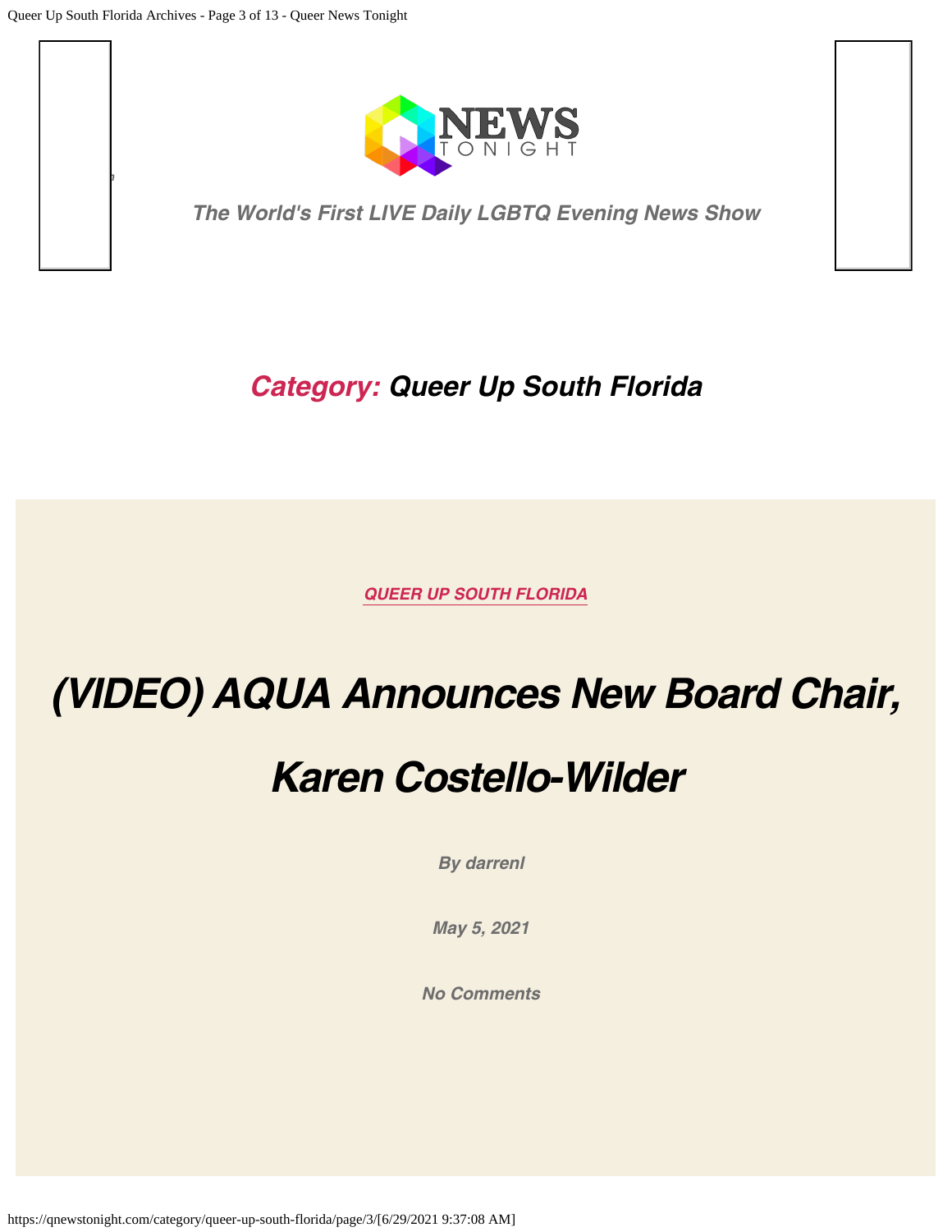The World's First LIVE Daily LGBTQ Evening News Show

# Category: Queer Up South Florida

QUEER UP SOUTH FLORIDA

## (VIDEO) AQUA Announces New Board Chair, Karen Costello-Wilder

By darrenl

May 5, 2021

No Comments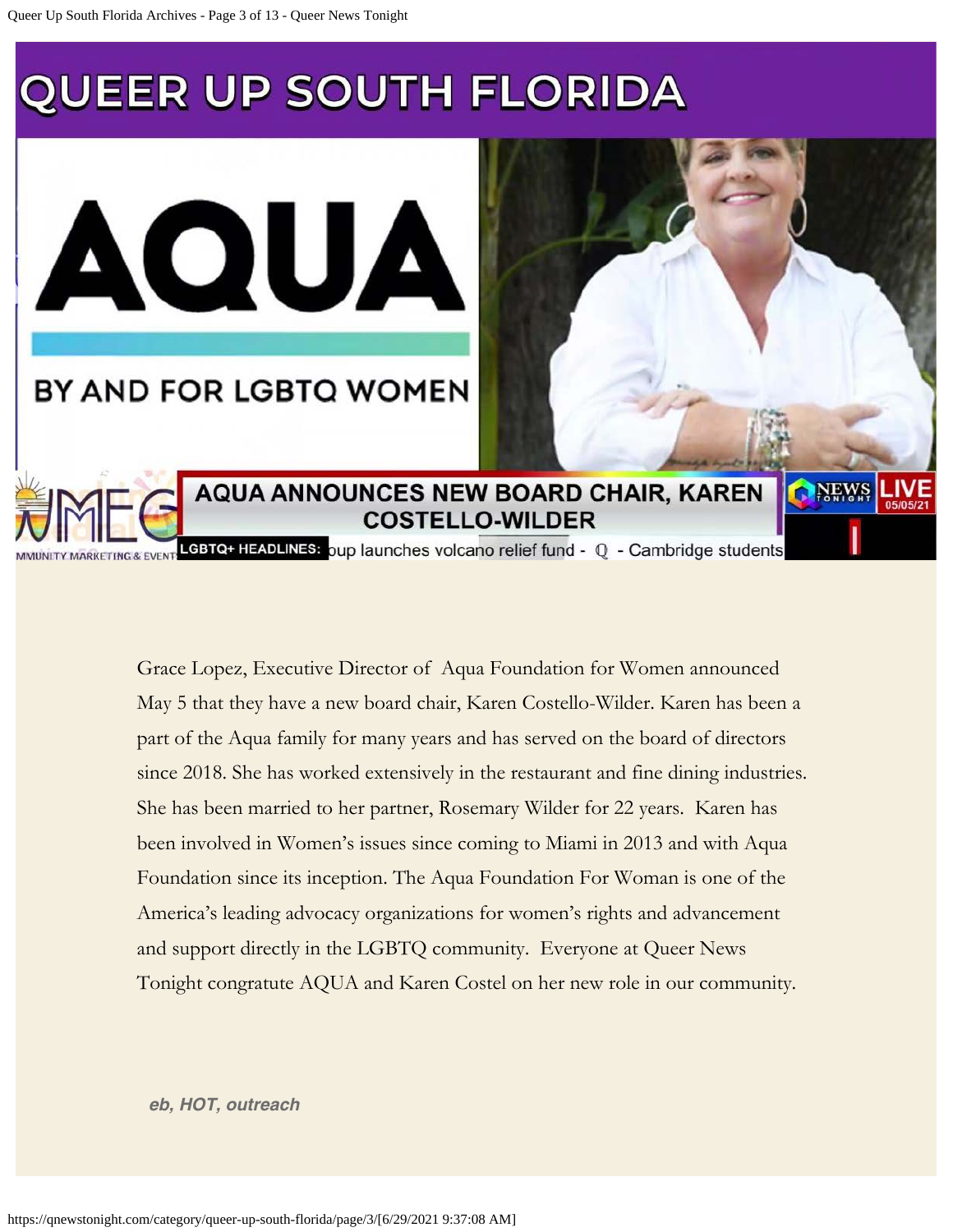# QUEER UP SOUTH FLORIDA

AQUA

BY AND FOR LGBTQ WOMEN

AQUA ANNOUNCES NEW BOARD CHAIR, KAREN COSTELLO-WILDER

Grace Lopez, Executive Director of Aqua Foundation for Women announced May 5 that they have a new board chair, Karen Costello-Wilder. Karen has been a part of the Aqua family for many years and has served on the board of directors since 2018. She has worked extensively in the restaurant and fine dining industries. She has been married to her partner, Rosemary Wilder for 22 years. Karen has been involved in Women's issues since coming to Miami in 2013 and with Aqua Foundation since its inception. The Aqua Foundation For Woman is one of the America's leading advocacy organizations for women's rights and advancement and support directly in the LGBTQ community. Everyone at Queer News Tonight congratute AQUA and Karen Costel on her new role in our community.

***eb, HOT, outreach***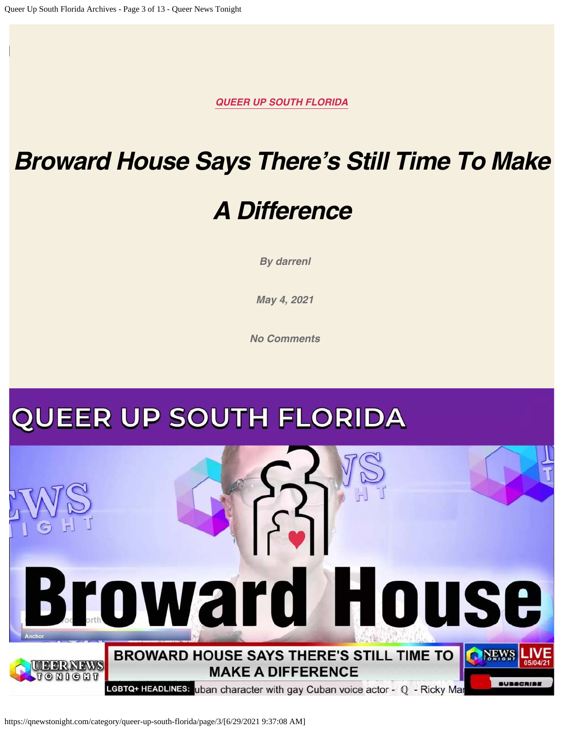QUEER UP SOUTH FLORIDA

# Broward House Says There's Still Time To Make A Difference

By darrenl

May 4, 2021

No Comments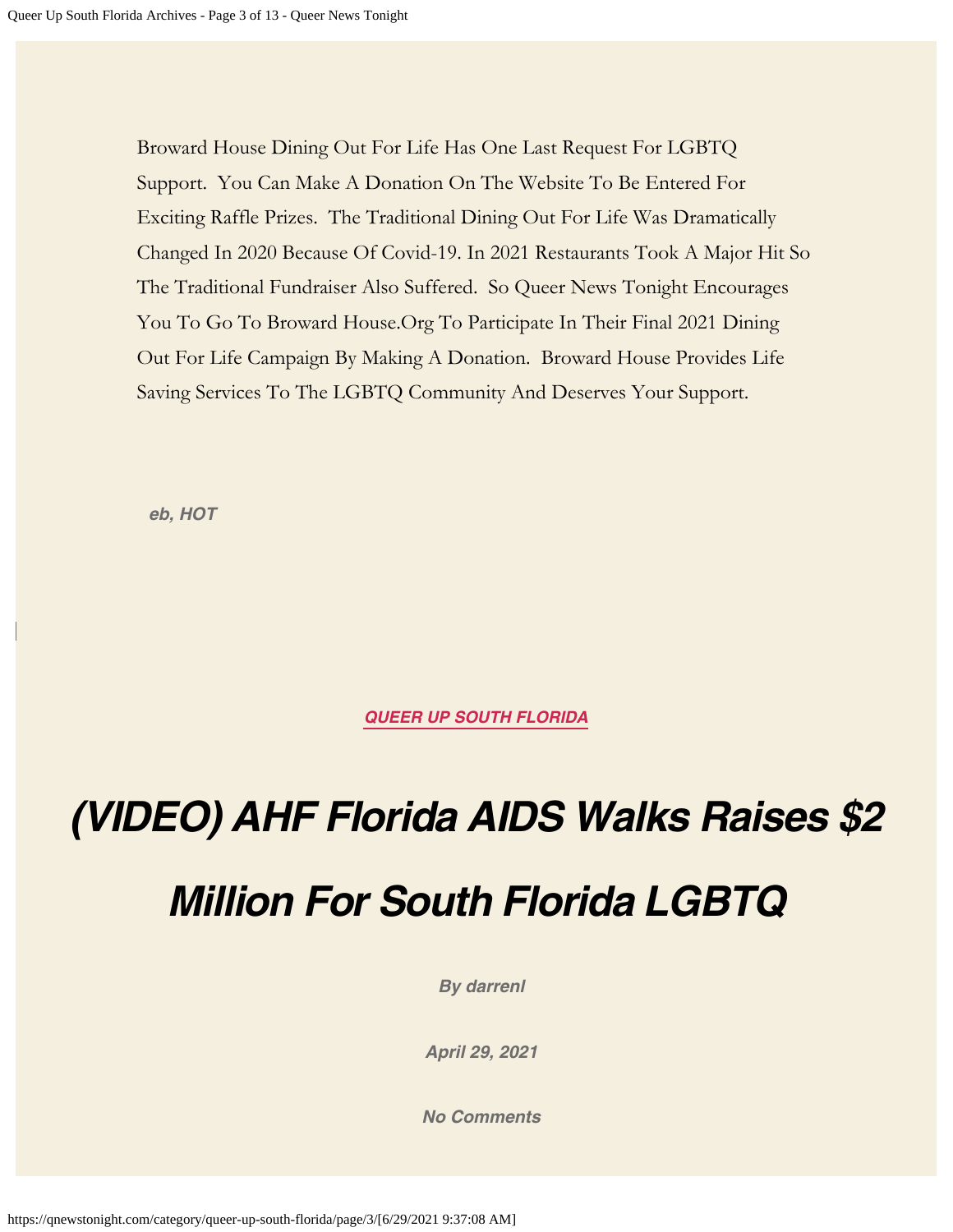Broward House Dining Out For Life Has One Last Request For LGBTQ Support. You Can Make A Donation On The Website To Be Entered For Exciting Raffle Prizes. The Traditional Dining Out For Life Was Dramatically Changed In 2020 Because Of Covid-19. In 2021 Restaurants Took A Major Hit So The Traditional Fundraiser Also Suffered. So Queer News Tonight Encourages You To Go To Broward House.Org To Participate In Their Final 2021 Dining Out For Life Campaign By Making A Donation. Broward House Provides Life Saving Services To The LGBTQ Community And Deserves Your Support.

***eb, HOT***

***QUEER UP SOUTH FLORIDA***

# *(VIDEO) AHF Florida AIDS Walks Raises $2 Million For South Florida LGBTQ*

***By darrenl***

***April 29, 2021***

***No Comments***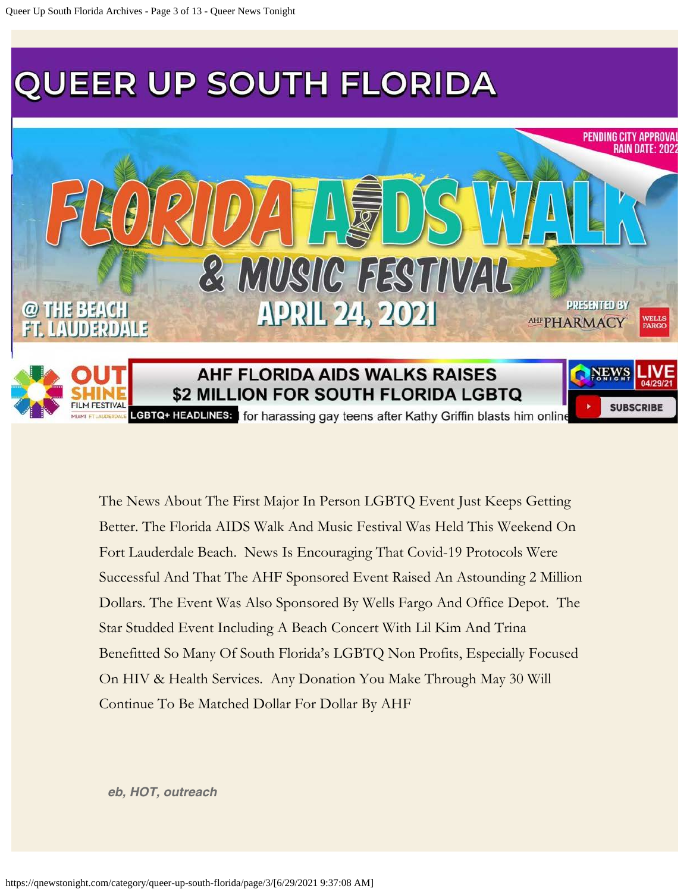# QUEER UP SOUTH FLORIDA

PENDING CITY APPROVAL
RAIN DATE: 2022

FLORIDA AIDS WALK & MUSIC FESTIVAL

@ THE BEACH FT. LAUDERDALE

APRIL 24, 2021

PRESENTED BY AHF PHARMACY WELLS FARGO

OUT SHINE FILM FESTIVAL MIAMI FT LAUDERDALE

AHF FLORIDA AIDS WALKS RAISES $2 MILLION FOR SOUTH FLORIDA LGBTQ

LGBTQ+ HEADLINES: for harassing gay teens after Kathy Griffin blasts him online

NEWS TONIGHT LIVE 04/29/21

SUBSCRIBE

The News About The First Major In Person LGBTQ Event Just Keeps Getting Better. The Florida AIDS Walk And Music Festival Was Held This Weekend On Fort Lauderdale Beach. News Is Encouraging That Covid-19 Protocols Were Successful And That The AHF Sponsored Event Raised An Astounding 2 Million Dollars. The Event Was Also Sponsored By Wells Fargo And Office Depot. The Star Studded Event Including A Beach Concert With Lil Kim And Trina Benefitted So Many Of South Florida's LGBTQ Non Profits, Especially Focused On HIV & Health Services. Any Donation You Make Through May 30 Will Continue To Be Matched Dollar For Dollar By AHF

***eb, HOT, outreach***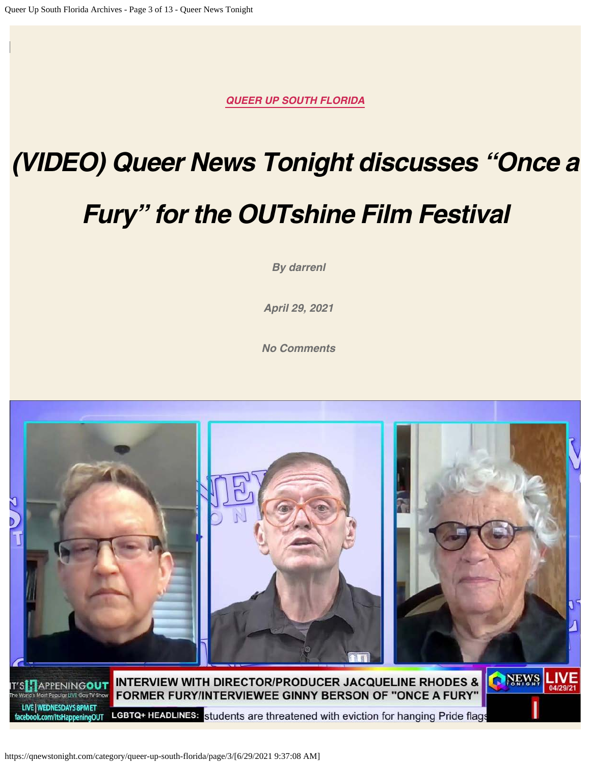**QUEER UP SOUTH FLORIDA**

# (VIDEO) Queer News Tonight discusses "Once a Fury" for the OUTshine Film Festival

By darrenl

April 29, 2021

No Comments

IT'S HAPPENINGOUT
The World's Most Popular LIVE Gay TV Show
LIVE | WEDNESDAYS 8PM ET
facebook.com/ItsHappeningOUT

INTERVIEW WITH DIRECTOR/PRODUCER JACQUELINE RHODES & FORMER FURY/INTERVIEWEE GINNY BERSON OF "ONCE A FURY"

NEWS TONIGHT LIVE 04/29/21

LGBTQ+ HEADLINES: students are threatened with eviction for hanging Pride flags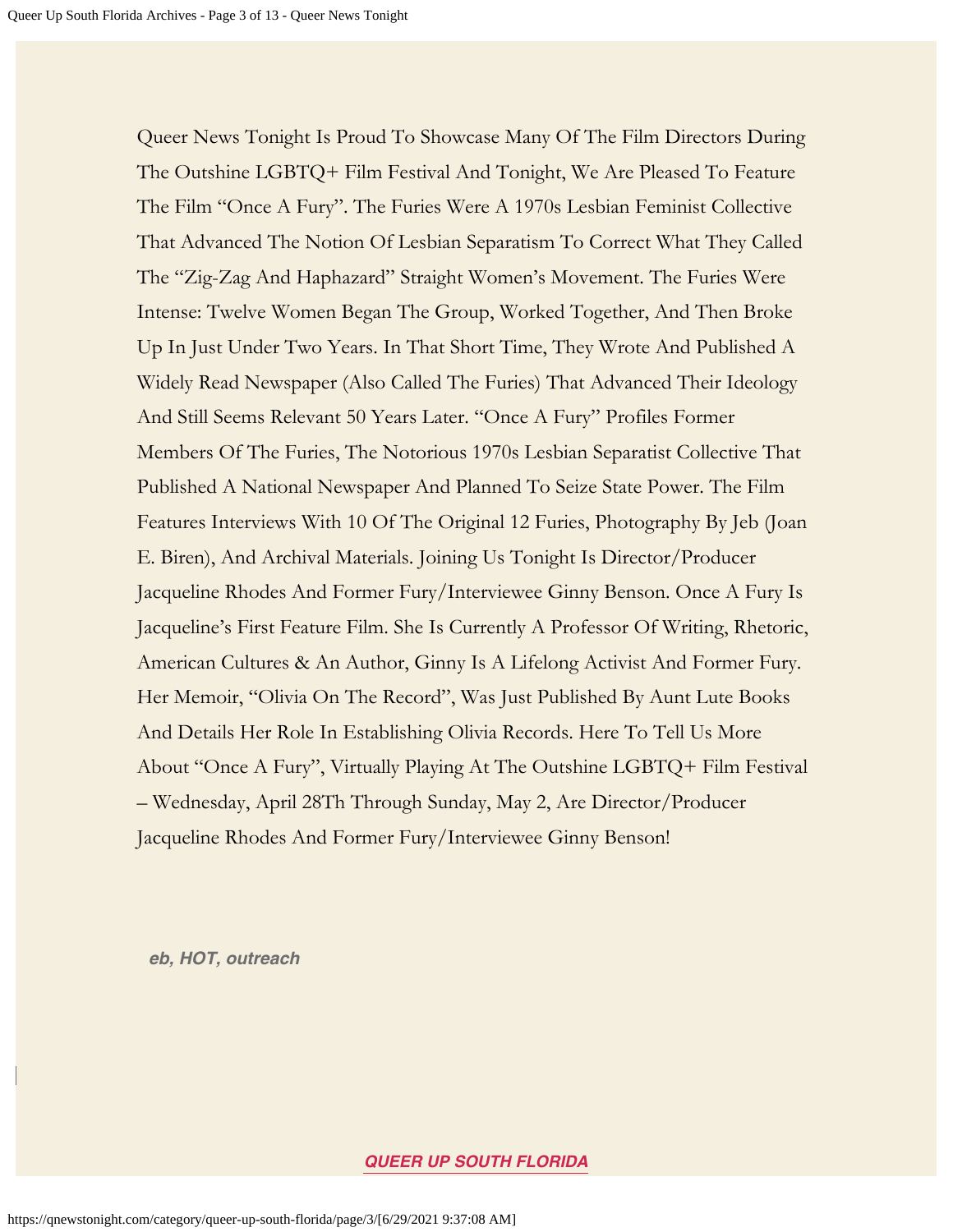Queer News Tonight Is Proud To Showcase Many Of The Film Directors During The Outshine LGBTQ+ Film Festival And Tonight, We Are Pleased To Feature The Film "Once A Fury". The Furies Were A 1970s Lesbian Feminist Collective That Advanced The Notion Of Lesbian Separatism To Correct What They Called The "Zig-Zag And Haphazard" Straight Women's Movement. The Furies Were Intense: Twelve Women Began The Group, Worked Together, And Then Broke Up In Just Under Two Years. In That Short Time, They Wrote And Published A Widely Read Newspaper (Also Called The Furies) That Advanced Their Ideology And Still Seems Relevant 50 Years Later. "Once A Fury" Profiles Former Members Of The Furies, The Notorious 1970s Lesbian Separatist Collective That Published A National Newspaper And Planned To Seize State Power. The Film Features Interviews With 10 Of The Original 12 Furies, Photography By Jeb (Joan E. Biren), And Archival Materials. Joining Us Tonight Is Director/Producer Jacqueline Rhodes And Former Fury/Interviewee Ginny Benson. Once A Fury Is Jacqueline's First Feature Film. She Is Currently A Professor Of Writing, Rhetoric, American Cultures & An Author, Ginny Is A Lifelong Activist And Former Fury. Her Memoir, "Olivia On The Record", Was Just Published By Aunt Lute Books And Details Her Role In Establishing Olivia Records. Here To Tell Us More About "Once A Fury", Virtually Playing At The Outshine LGBTQ+ Film Festival – Wednesday, April 28Th Through Sunday, May 2, Are Director/Producer Jacqueline Rhodes And Former Fury/Interviewee Ginny Benson!

***eb, HOT, outreach***

***QUEER UP SOUTH FLORIDA***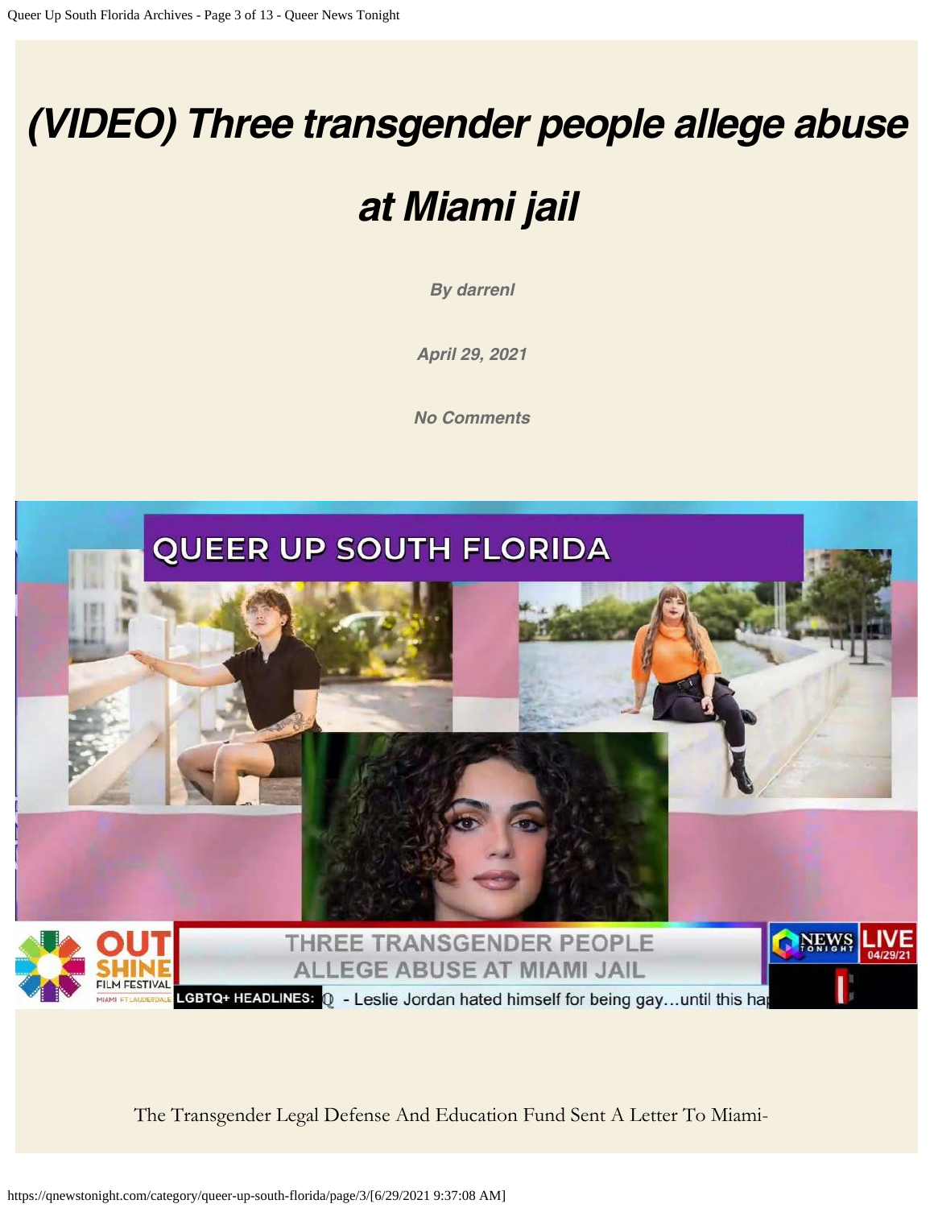# (VIDEO) Three transgender people allege abuse at Miami jail

**By darrenl**

**April 29, 2021**

**No Comments**

The Transgender Legal Defense And Education Fund Sent A Letter To Miami-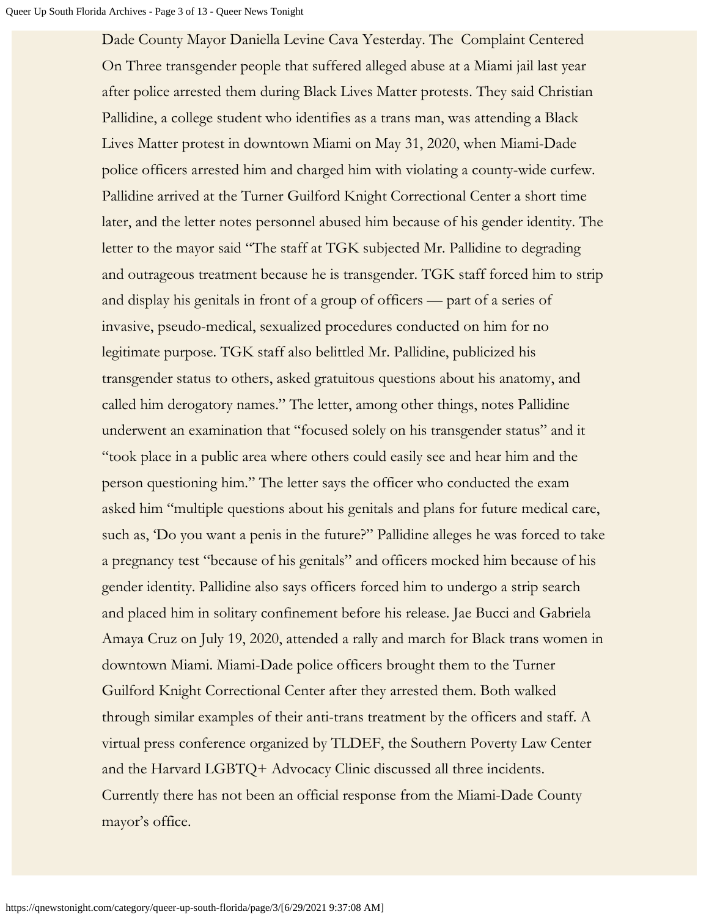Dade County Mayor Daniella Levine Cava Yesterday. The Complaint Centered On Three transgender people that suffered alleged abuse at a Miami jail last year after police arrested them during Black Lives Matter protests. They said Christian Pallidine, a college student who identifies as a trans man, was attending a Black Lives Matter protest in downtown Miami on May 31, 2020, when Miami-Dade police officers arrested him and charged him with violating a county-wide curfew. Pallidine arrived at the Turner Guilford Knight Correctional Center a short time later, and the letter notes personnel abused him because of his gender identity. The letter to the mayor said "The staff at TGK subjected Mr. Pallidine to degrading and outrageous treatment because he is transgender. TGK staff forced him to strip and display his genitals in front of a group of officers — part of a series of invasive, pseudo-medical, sexualized procedures conducted on him for no legitimate purpose. TGK staff also belittled Mr. Pallidine, publicized his transgender status to others, asked gratuitous questions about his anatomy, and called him derogatory names." The letter, among other things, notes Pallidine underwent an examination that "focused solely on his transgender status" and it "took place in a public area where others could easily see and hear him and the person questioning him." The letter says the officer who conducted the exam asked him "multiple questions about his genitals and plans for future medical care, such as, 'Do you want a penis in the future?'" Pallidine alleges he was forced to take a pregnancy test "because of his genitals" and officers mocked him because of his gender identity. Pallidine also says officers forced him to undergo a strip search and placed him in solitary confinement before his release. Jae Bucci and Gabriela Amaya Cruz on July 19, 2020, attended a rally and march for Black trans women in downtown Miami. Miami-Dade police officers brought them to the Turner Guilford Knight Correctional Center after they arrested them. Both walked through similar examples of their anti-trans treatment by the officers and staff. A virtual press conference organized by TLDEF, the Southern Poverty Law Center and the Harvard LGBTQ+ Advocacy Clinic discussed all three incidents. Currently there has not been an official response from the Miami-Dade County mayor's office.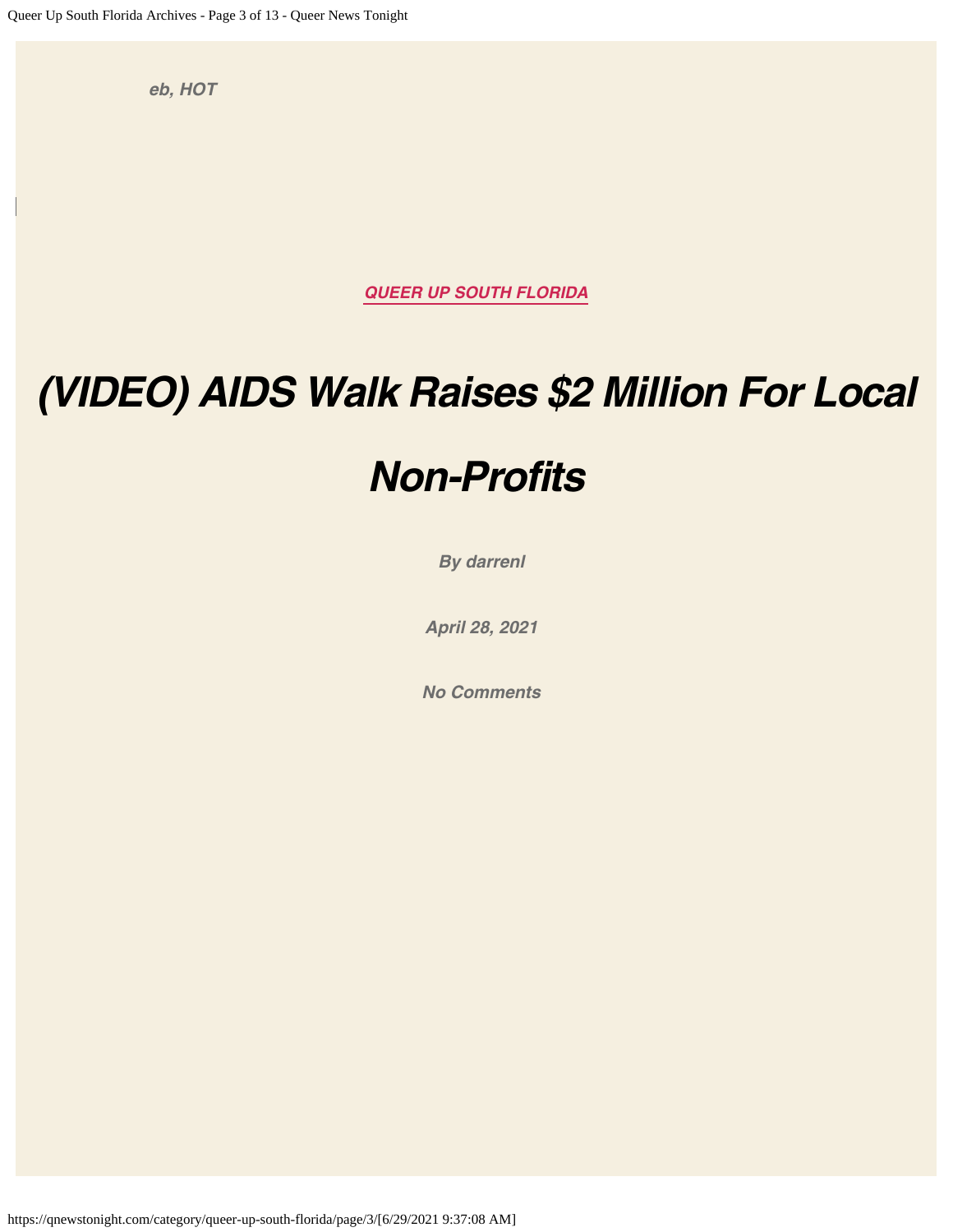*eb, HOT*

**[QUEER UP SOUTH FLORIDA]**

# *(VIDEO) AIDS Walk Raises $2 Million For Local Non-Profits*

***By darrenl***

***April 28, 2021***

***No Comments***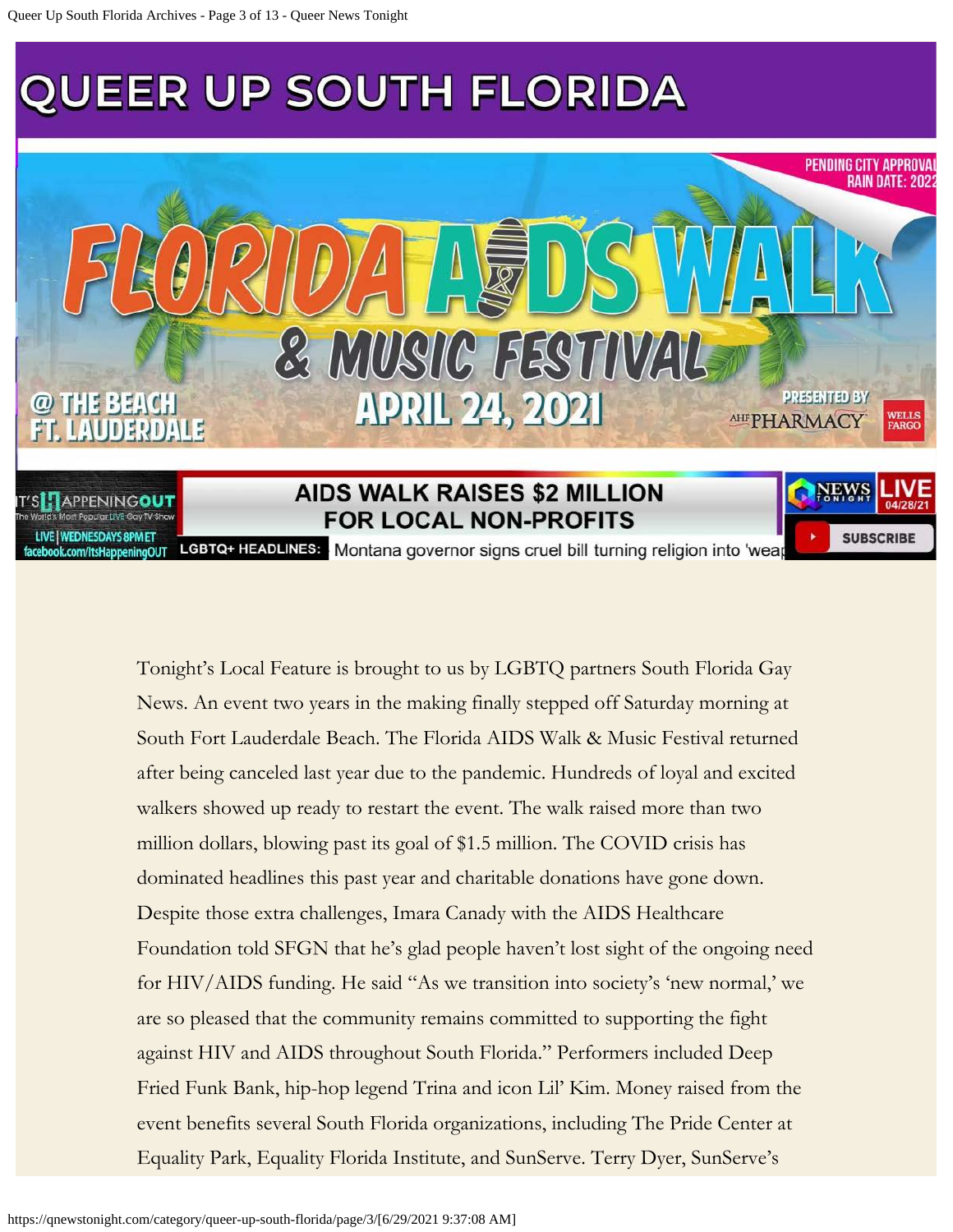# QUEER UP SOUTH FLORIDA

Tonight's Local Feature is brought to us by LGBTQ partners South Florida Gay News. An event two years in the making finally stepped off Saturday morning at South Fort Lauderdale Beach. The Florida AIDS Walk & Music Festival returned after being canceled last year due to the pandemic. Hundreds of loyal and excited walkers showed up ready to restart the event. The walk raised more than two million dollars, blowing past its goal of $1.5 million. The COVID crisis has dominated headlines this past year and charitable donations have gone down. Despite those extra challenges, Imara Canady with the AIDS Healthcare Foundation told SFGN that he's glad people haven't lost sight of the ongoing need for HIV/AIDS funding. He said "As we transition into society's 'new normal,' we are so pleased that the community remains committed to supporting the fight against HIV and AIDS throughout South Florida." Performers included Deep Fried Funk Bank, hip-hop legend Trina and icon Lil' Kim. Money raised from the event benefits several South Florida organizations, including The Pride Center at Equality Park, Equality Florida Institute, and SunServe. Terry Dyer, SunServe's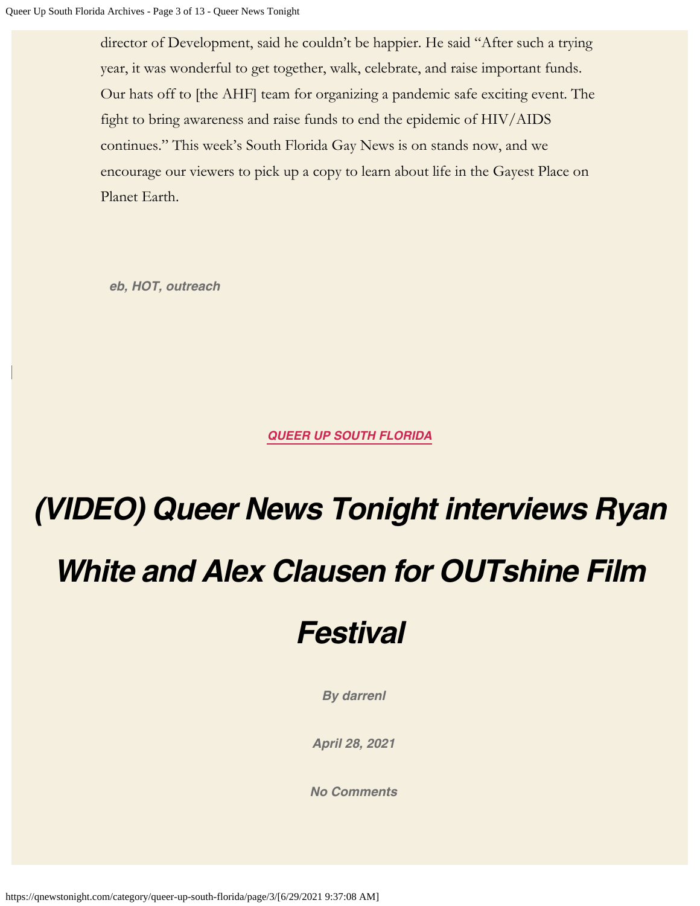director of Development, said he couldn't be happier. He said "After such a trying year, it was wonderful to get together, walk, celebrate, and raise important funds. Our hats off to [the AHF] team for organizing a pandemic safe exciting event. The fight to bring awareness and raise funds to end the epidemic of HIV/AIDS continues." This week's South Florida Gay News is on stands now, and we encourage our viewers to pick up a copy to learn about life in the Gayest Place on Planet Earth.

***eb, HOT, outreach***

**QUEER UP SOUTH FLORIDA**

# *(VIDEO) Queer News Tonight interviews Ryan White and Alex Clausen for OUTshine Film Festival*

***By darrenl***

***April 28, 2021***

***No Comments***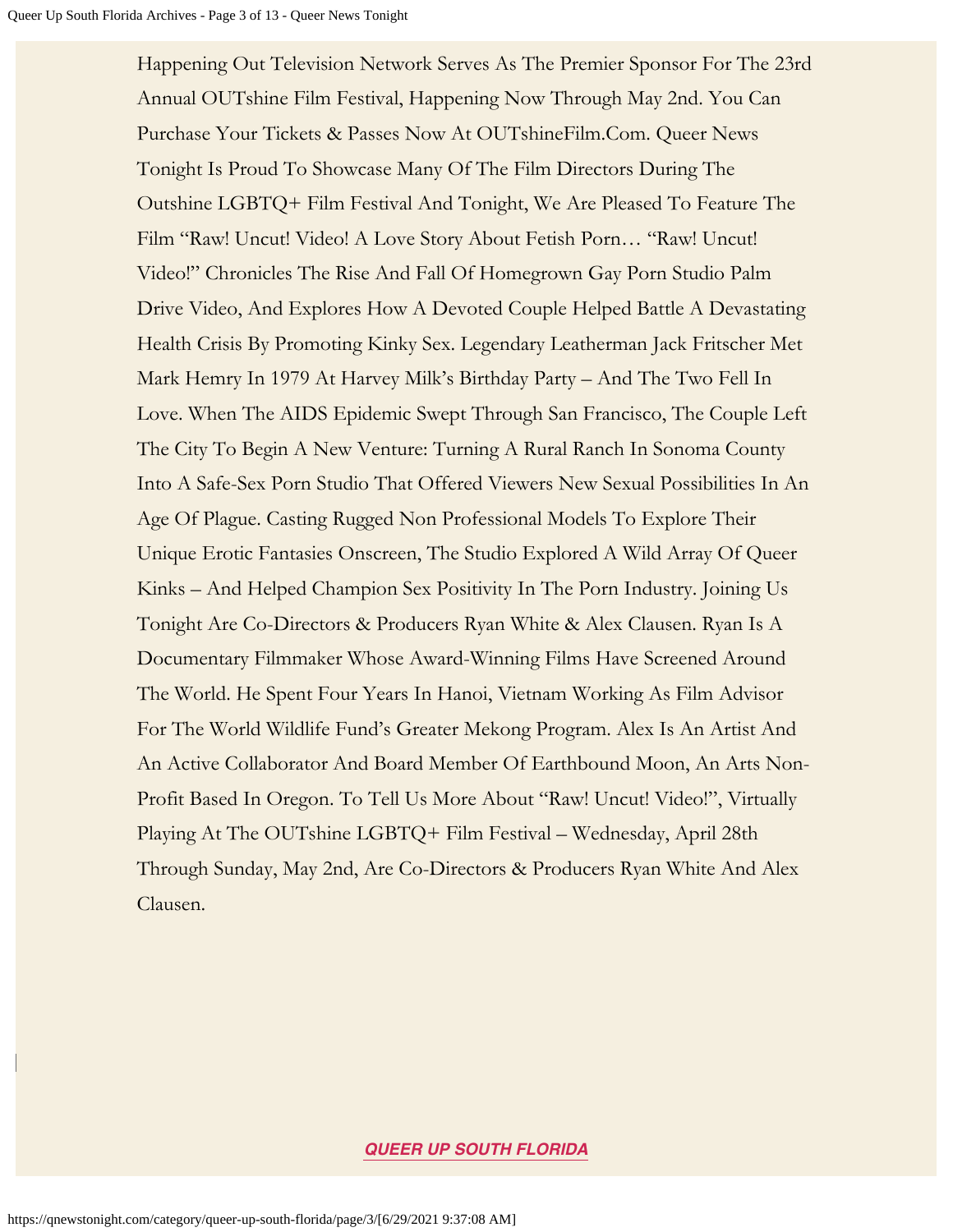Happening Out Television Network Serves As The Premier Sponsor For The 23rd Annual OUTshine Film Festival, Happening Now Through May 2nd. You Can Purchase Your Tickets & Passes Now At OUTshineFilm.Com. Queer News Tonight Is Proud To Showcase Many Of The Film Directors During The Outshine LGBTQ+ Film Festival And Tonight, We Are Pleased To Feature The Film "Raw! Uncut! Video! A Love Story About Fetish Porn… "Raw! Uncut! Video!" Chronicles The Rise And Fall Of Homegrown Gay Porn Studio Palm Drive Video, And Explores How A Devoted Couple Helped Battle A Devastating Health Crisis By Promoting Kinky Sex. Legendary Leatherman Jack Fritscher Met Mark Hemry In 1979 At Harvey Milk's Birthday Party – And The Two Fell In Love. When The AIDS Epidemic Swept Through San Francisco, The Couple Left The City To Begin A New Venture: Turning A Rural Ranch In Sonoma County Into A Safe-Sex Porn Studio That Offered Viewers New Sexual Possibilities In An Age Of Plague. Casting Rugged Non Professional Models To Explore Their Unique Erotic Fantasies Onscreen, The Studio Explored A Wild Array Of Queer Kinks – And Helped Champion Sex Positivity In The Porn Industry. Joining Us Tonight Are Co-Directors & Producers Ryan White & Alex Clausen. Ryan Is A Documentary Filmmaker Whose Award-Winning Films Have Screened Around The World. He Spent Four Years In Hanoi, Vietnam Working As Film Advisor For The World Wildlife Fund's Greater Mekong Program. Alex Is An Artist And An Active Collaborator And Board Member Of Earthbound Moon, An Arts Non-Profit Based In Oregon. To Tell Us More About "Raw! Uncut! Video!", Virtually Playing At The OUTshine LGBTQ+ Film Festival – Wednesday, April 28th Through Sunday, May 2nd, Are Co-Directors & Producers Ryan White And Alex Clausen.

***QUEER UP SOUTH FLORIDA***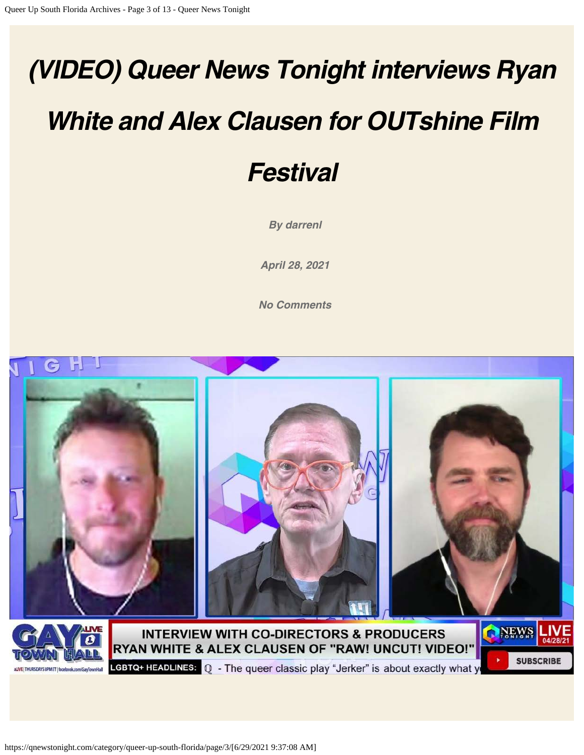# *(VIDEO) Queer News Tonight interviews Ryan White and Alex Clausen for OUTshine Film Festival*

***By darrenl***

***April 28, 2021***

***No Comments***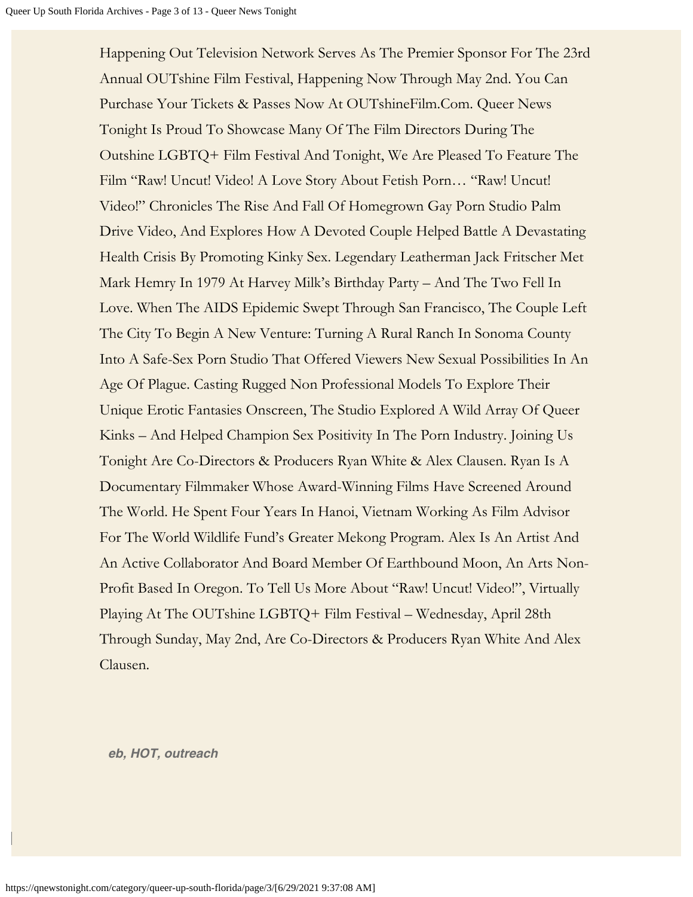Happening Out Television Network Serves As The Premier Sponsor For The 23rd Annual OUTshine Film Festival, Happening Now Through May 2nd. You Can Purchase Your Tickets & Passes Now At OUTshineFilm.Com. Queer News Tonight Is Proud To Showcase Many Of The Film Directors During The Outshine LGBTQ+ Film Festival And Tonight, We Are Pleased To Feature The Film "Raw! Uncut! Video! A Love Story About Fetish Porn… "Raw! Uncut! Video!" Chronicles The Rise And Fall Of Homegrown Gay Porn Studio Palm Drive Video, And Explores How A Devoted Couple Helped Battle A Devastating Health Crisis By Promoting Kinky Sex. Legendary Leatherman Jack Fritscher Met Mark Hemry In 1979 At Harvey Milk's Birthday Party – And The Two Fell In Love. When The AIDS Epidemic Swept Through San Francisco, The Couple Left The City To Begin A New Venture: Turning A Rural Ranch In Sonoma County Into A Safe-Sex Porn Studio That Offered Viewers New Sexual Possibilities In An Age Of Plague. Casting Rugged Non Professional Models To Explore Their Unique Erotic Fantasies Onscreen, The Studio Explored A Wild Array Of Queer Kinks – And Helped Champion Sex Positivity In The Porn Industry. Joining Us Tonight Are Co-Directors & Producers Ryan White & Alex Clausen. Ryan Is A Documentary Filmmaker Whose Award-Winning Films Have Screened Around The World. He Spent Four Years In Hanoi, Vietnam Working As Film Advisor For The World Wildlife Fund's Greater Mekong Program. Alex Is An Artist And An Active Collaborator And Board Member Of Earthbound Moon, An Arts Non-Profit Based In Oregon. To Tell Us More About "Raw! Uncut! Video!", Virtually Playing At The OUTshine LGBTQ+ Film Festival – Wednesday, April 28th Through Sunday, May 2nd, Are Co-Directors & Producers Ryan White And Alex Clausen.

***eb, HOT, outreach***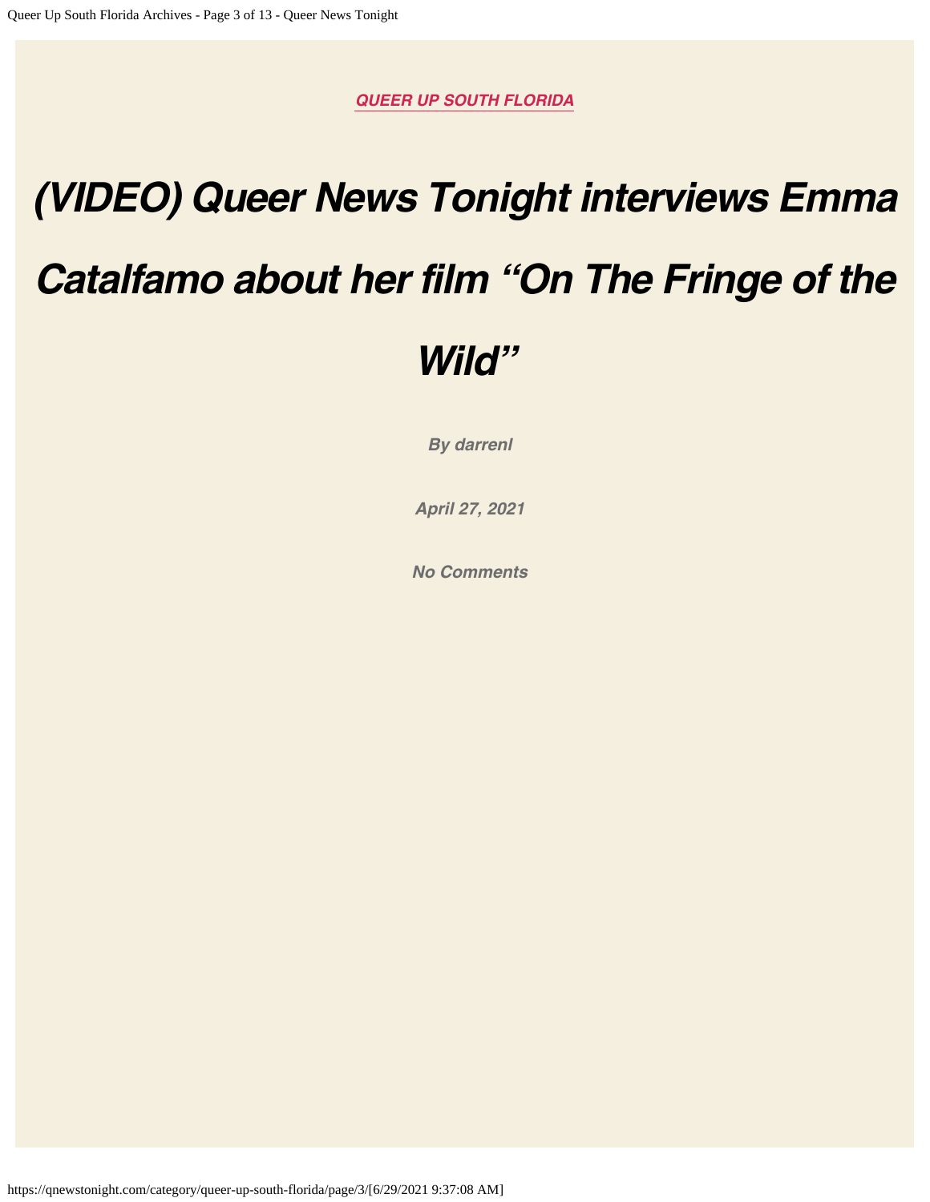*QUEER UP SOUTH FLORIDA*

# *(VIDEO) Queer News Tonight interviews Emma Catalfamo about her film "On The Fringe of the Wild"*

***By darrenl***

***April 27, 2021***

***No Comments***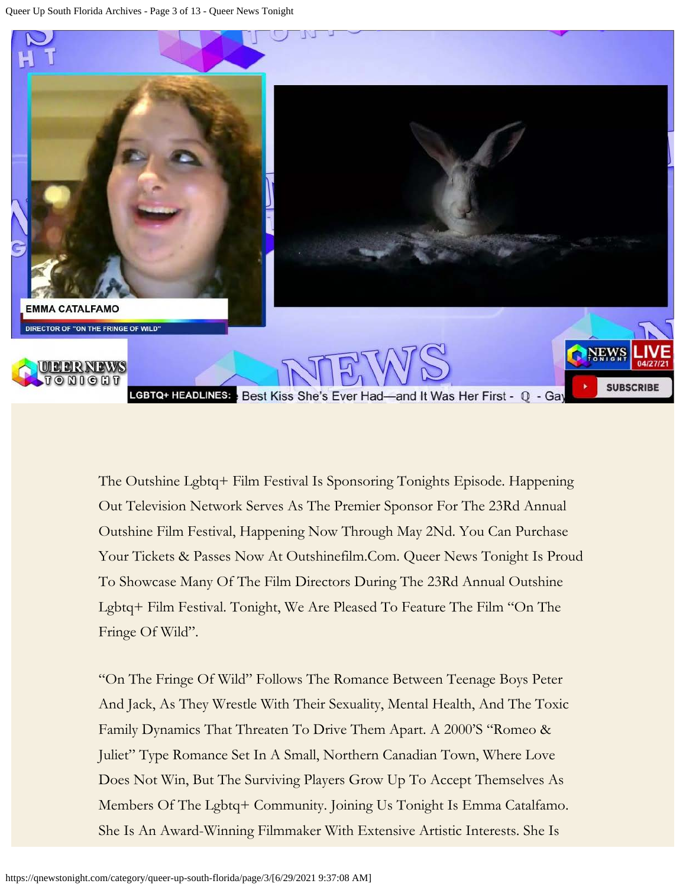The Outshine Lgbtq+ Film Festival Is Sponsoring Tonights Episode. Happening Out Television Network Serves As The Premier Sponsor For The 23Rd Annual Outshine Film Festival, Happening Now Through May 2Nd. You Can Purchase Your Tickets & Passes Now At Outshinefilm.Com. Queer News Tonight Is Proud To Showcase Many Of The Film Directors During The 23Rd Annual Outshine Lgbtq+ Film Festival. Tonight, We Are Pleased To Feature The Film "On The Fringe Of Wild".

"On The Fringe Of Wild" Follows The Romance Between Teenage Boys Peter And Jack, As They Wrestle With Their Sexuality, Mental Health, And The Toxic Family Dynamics That Threaten To Drive Them Apart. A 2000'S "Romeo & Juliet" Type Romance Set In A Small, Northern Canadian Town, Where Love Does Not Win, But The Surviving Players Grow Up To Accept Themselves As Members Of The Lgbtq+ Community. Joining Us Tonight Is Emma Catalfamo. She Is An Award-Winning Filmmaker With Extensive Artistic Interests. She Is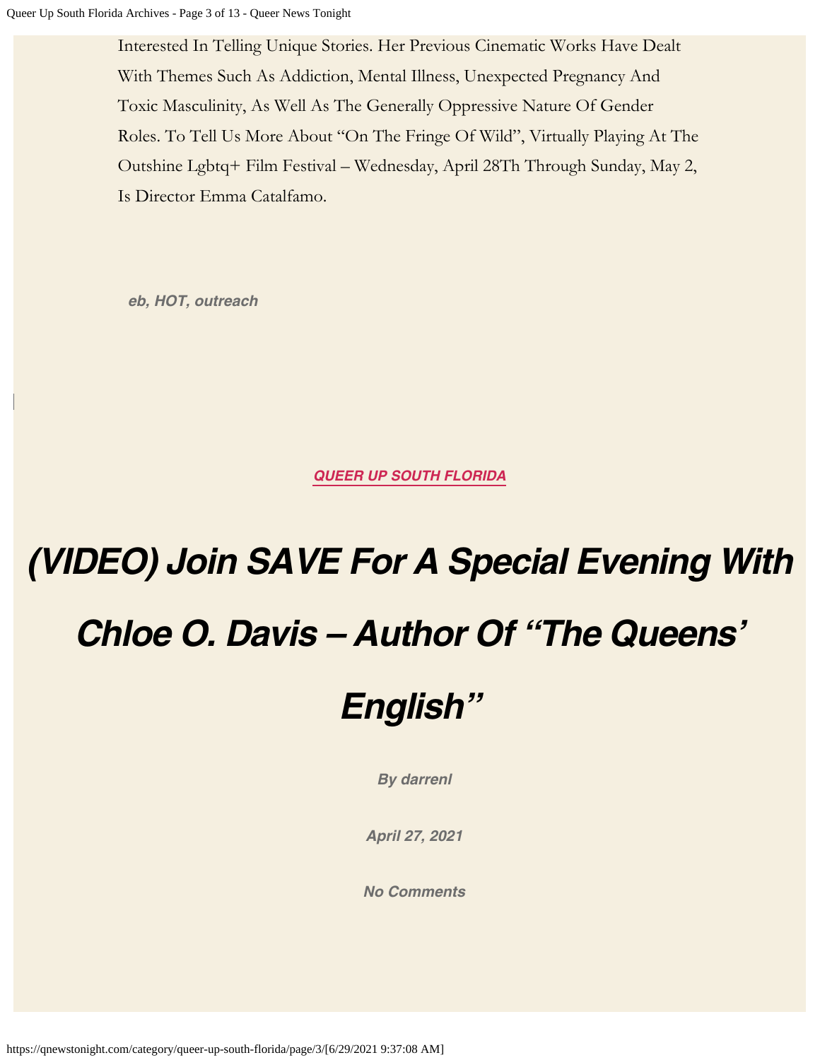Interested In Telling Unique Stories. Her Previous Cinematic Works Have Dealt With Themes Such As Addiction, Mental Illness, Unexpected Pregnancy And Toxic Masculinity, As Well As The Generally Oppressive Nature Of Gender Roles. To Tell Us More About "On The Fringe Of Wild", Virtually Playing At The Outshine Lgbtq+ Film Festival – Wednesday, April 28Th Through Sunday, May 2, Is Director Emma Catalfamo.

***eb, HOT, outreach***

**QUEER UP SOUTH FLORIDA**

# *(VIDEO) Join SAVE For A Special Evening With Chloe O. Davis – Author Of "The Queens' English"*

***By darrenl***

***April 27, 2021***

***No Comments***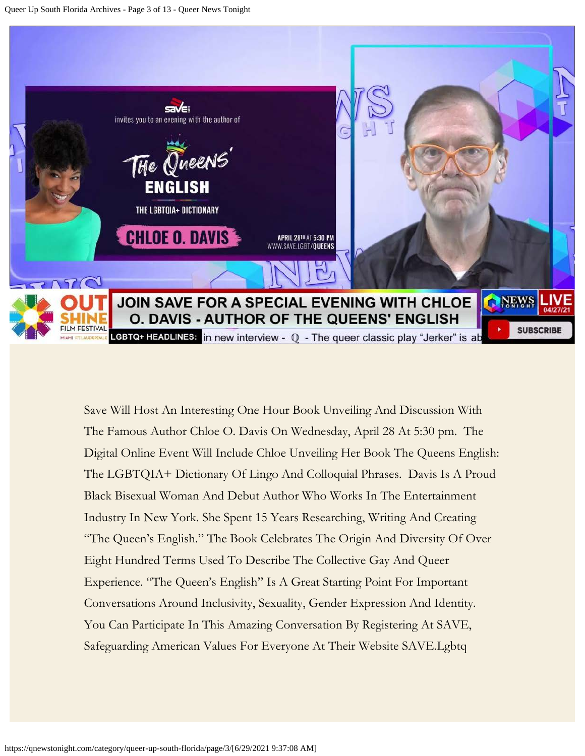Save Will Host An Interesting One Hour Book Unveiling And Discussion With The Famous Author Chloe O. Davis On Wednesday, April 28 At 5:30 pm. The Digital Online Event Will Include Chloe Unveiling Her Book The Queens English: The LGBTQIA+ Dictionary Of Lingo And Colloquial Phrases. Davis Is A Proud Black Bisexual Woman And Debut Author Who Works In The Entertainment Industry In New York. She Spent 15 Years Researching, Writing And Creating "The Queen's English." The Book Celebrates The Origin And Diversity Of Over Eight Hundred Terms Used To Describe The Collective Gay And Queer Experience. "The Queen's English" Is A Great Starting Point For Important Conversations Around Inclusivity, Sexuality, Gender Expression And Identity. You Can Participate In This Amazing Conversation By Registering At SAVE, Safeguarding American Values For Everyone At Their Website SAVE.Lgbtq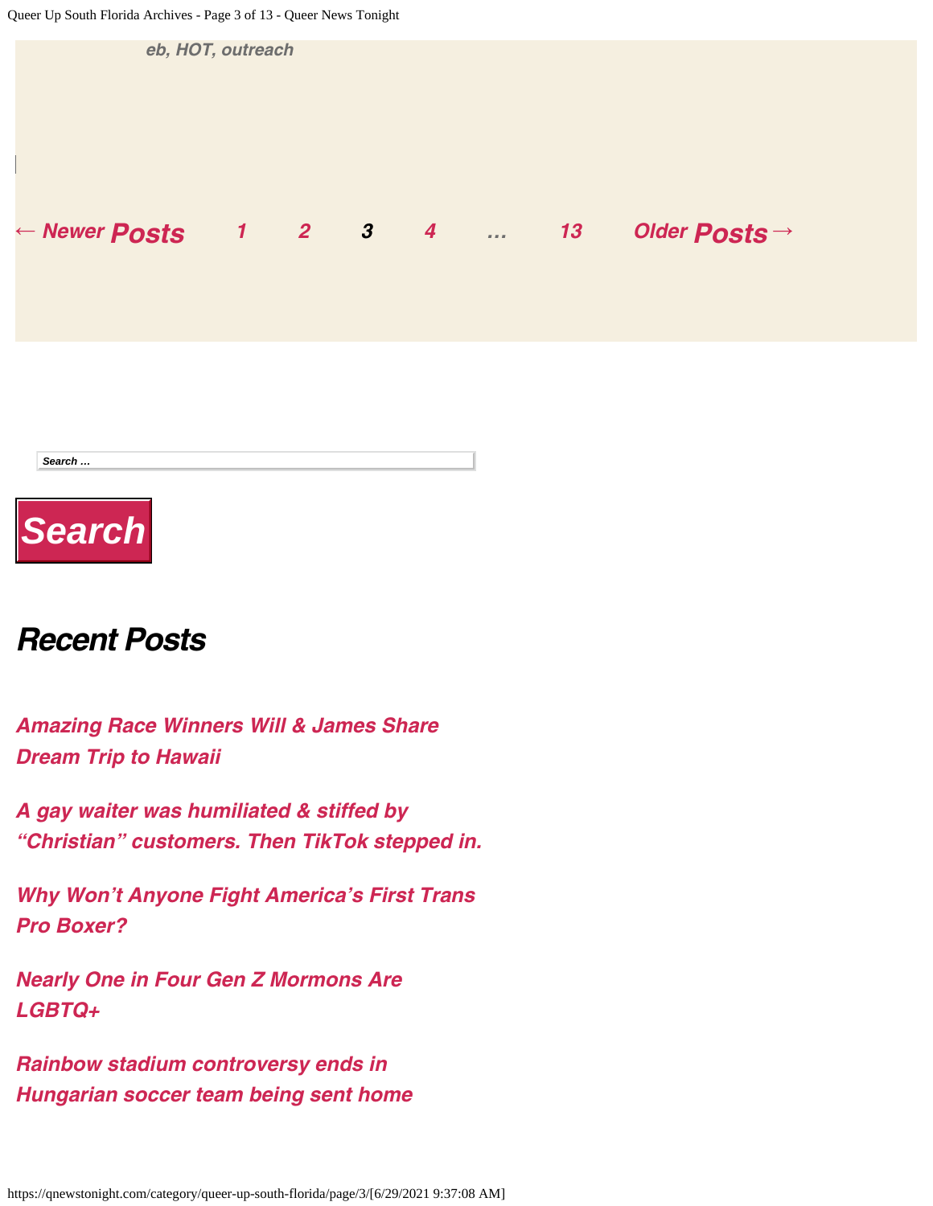eb, HOT, outreach

← Newer Posts 1 2 3 4 … 13 Older Posts →

Search …

Search

## Recent Posts

*Amazing Race Winners Will & James Share Dream Trip to Hawaii*

*A gay waiter was humiliated & stiffed by "Christian" customers. Then TikTok stepped in.*

*Why Won't Anyone Fight America's First Trans Pro Boxer?*

*Nearly One in Four Gen Z Mormons Are LGBTQ+*

*Rainbow stadium controversy ends in Hungarian soccer team being sent home*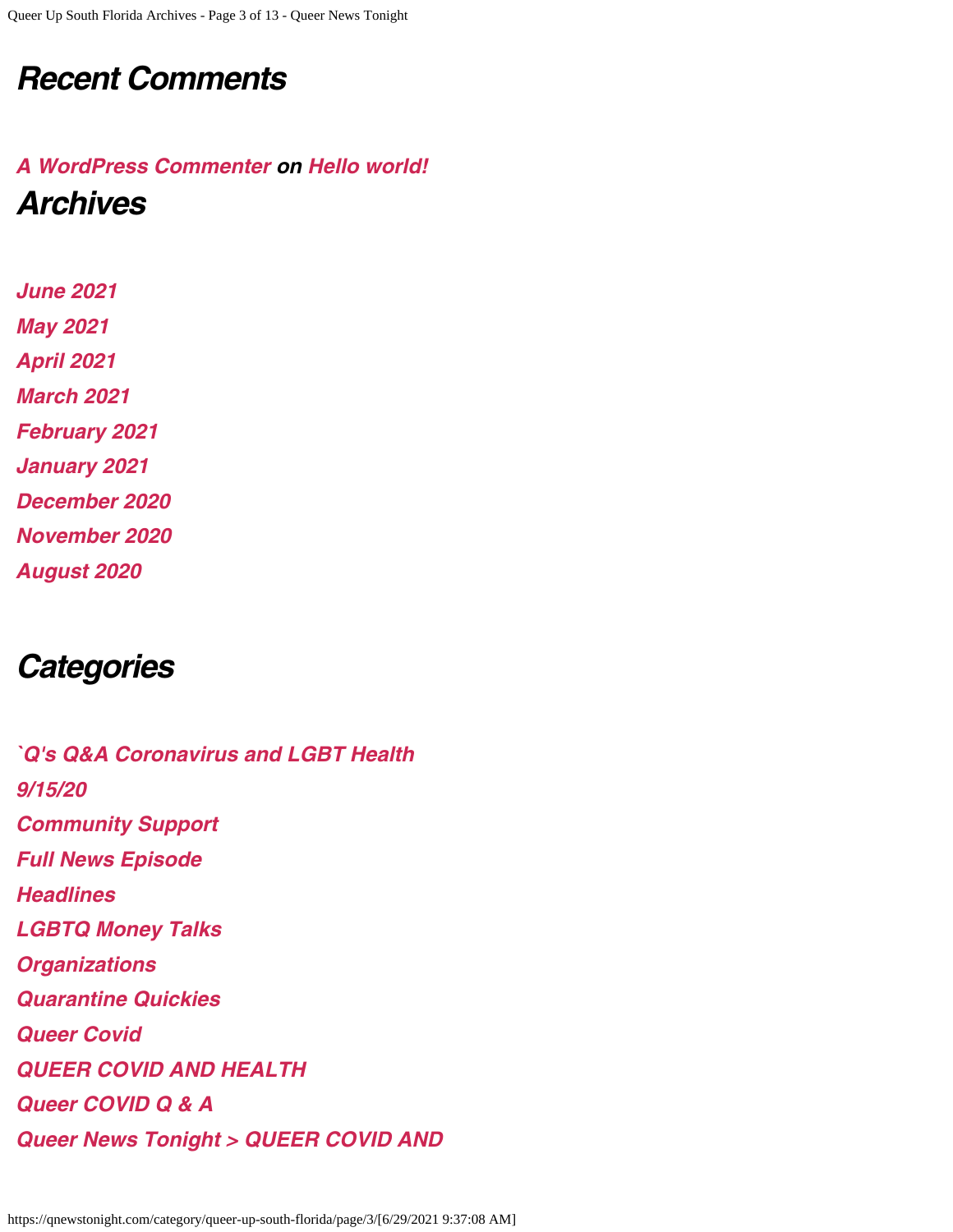## Recent Comments

*A WordPress Commenter on Hello world!*

## Archives

*June 2021*
*May 2021*
*April 2021*
*March 2021*
*February 2021*
*January 2021*
*December 2020*
*November 2020*
*August 2020*

## Categories

*`Q's Q&A Coronavirus and LGBT Health*
*9/15/20*
*Community Support*
*Full News Episode*
*Headlines*
*LGBTQ Money Talks*
*Organizations*
*Quarantine Quickies*
*Queer Covid*
*QUEER COVID AND HEALTH*
*Queer COVID Q & A*
*Queer News Tonight > QUEER COVID AND*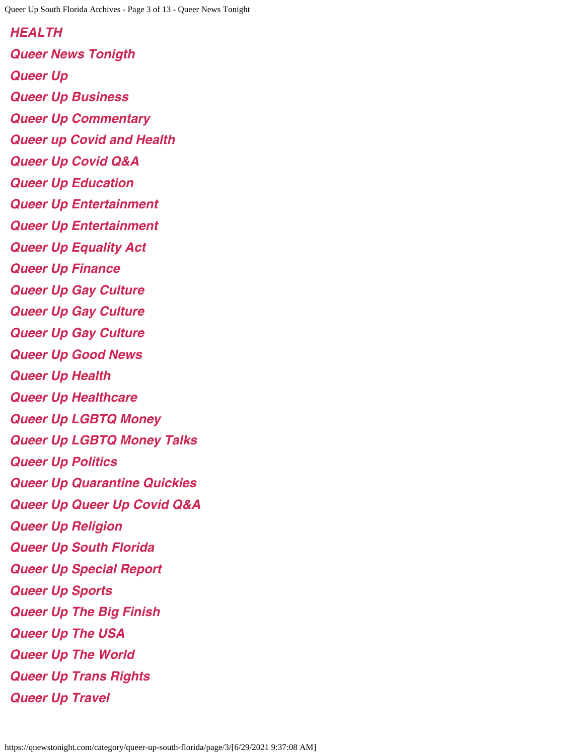***HEALTH***

***Queer News Tonigth***

***Queer Up***

***Queer Up Business***

***Queer Up Commentary***

***Queer up Covid and Health***

***Queer Up Covid Q&A***

***Queer Up Education***

***Queer Up Entertainment***

***Queer Up Entertainment***

***Queer Up Equality Act***

***Queer Up Finance***

***Queer Up Gay Culture***

***Queer Up Gay Culture***

***Queer Up Gay Culture***

***Queer Up Good News***

***Queer Up Health***

***Queer Up Healthcare***

***Queer Up LGBTQ Money***

***Queer Up LGBTQ Money Talks***

***Queer Up Politics***

***Queer Up Quarantine Quickies***

***Queer Up Queer Up Covid Q&A***

***Queer Up Religion***

***Queer Up South Florida***

***Queer Up Special Report***

***Queer Up Sports***

***Queer Up The Big Finish***

***Queer Up The USA***

***Queer Up The World***

***Queer Up Trans Rights***

***Queer Up Travel***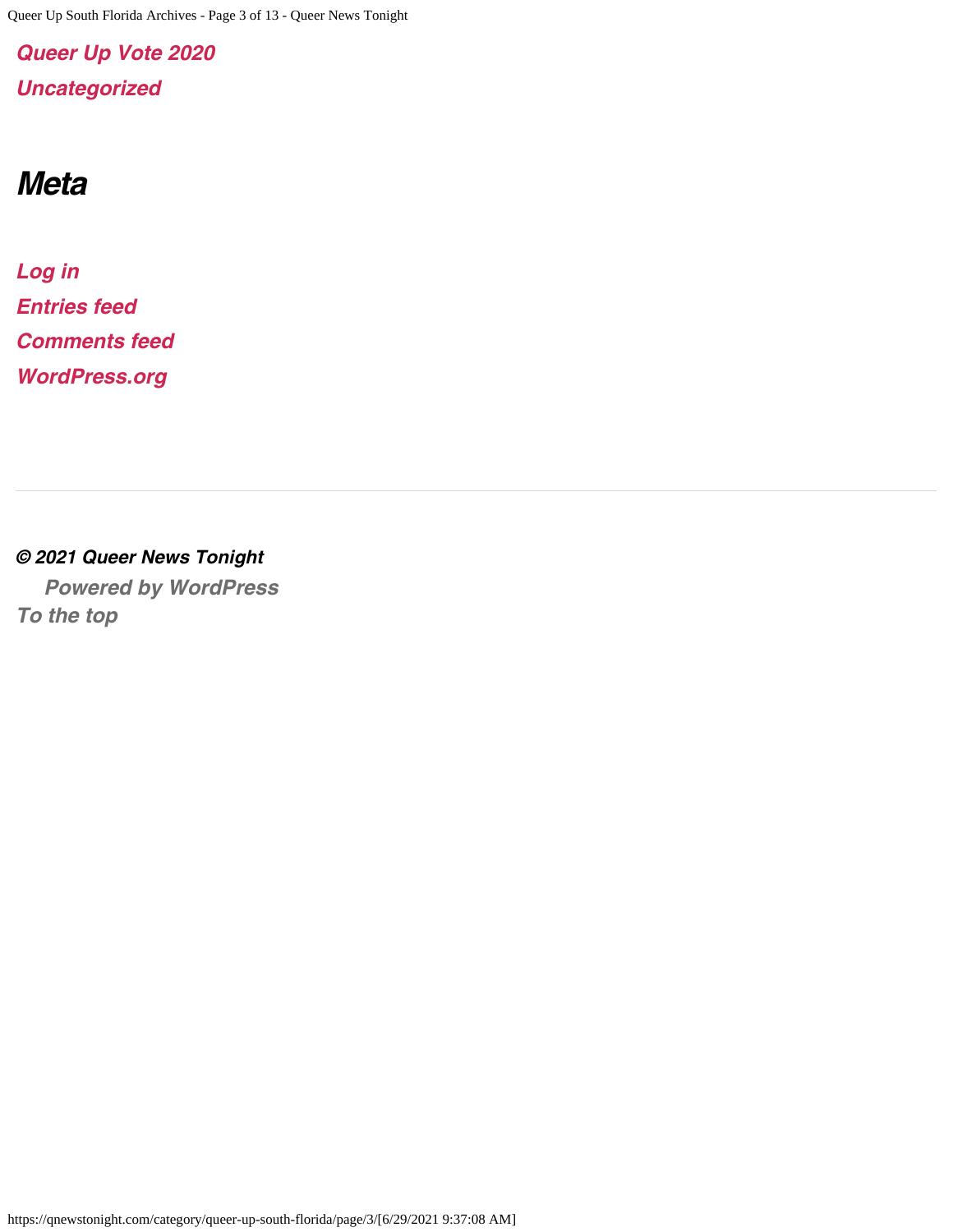*Queer Up Vote 2020*

*Uncategorized*

## *Meta*

*Log in*

*Entries feed*

*Comments feed*

*WordPress.org*

---

***© 2021 Queer News Tonight***

***Powered by WordPress***

***To the top***